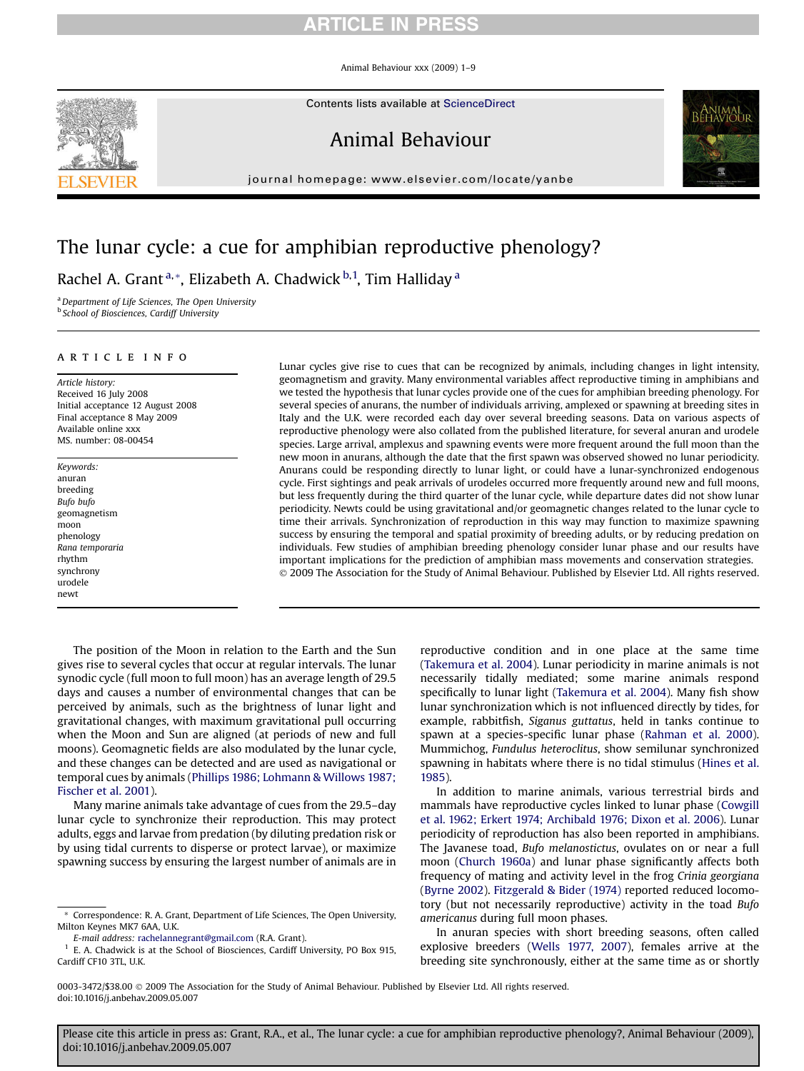# The lunar cycle: a cue for amphibian reproductive phenology?

Rachel A. Grant [a,*], Elizabeth A. Chadwick [b,1], Tim Halliday [a]

[a] Department of Life Sciences, The Open University
[b] School of Biosciences, Cardiff University

## ARTICLE INFO

*Article history:*
Received 16 July 2008
Initial acceptance 12 August 2008
Final acceptance 8 May 2009
Available online xxx
MS. number: 08-00454

*Keywords:*
anuran
breeding
*Bufo bufo*
geomagnetism
moon
phenology
*Rana temporaria*
rhythm
synchrony
urodele
newt

Lunar cycles give rise to cues that can be recognized by animals, including changes in light intensity, geomagnetism and gravity. Many environmental variables affect reproductive timing in amphibians and we tested the hypothesis that lunar cycles provide one of the cues for amphibian breeding phenology. For several species of anurans, the number of individuals arriving, amplexed or spawning at breeding sites in Italy and the U.K. were recorded each day over several breeding seasons. Data on various aspects of reproductive phenology were also collated from the published literature, for several anuran and urodele species. Large arrival, amplexus and spawning events were more frequent around the full moon than the new moon in anurans, although the date that the first spawn was observed showed no lunar periodicity. Anurans could be responding directly to lunar light, or could have a lunar-synchronized endogenous cycle. First sightings and peak arrivals of urodeles occurred more frequently around new and full moons, but less frequently during the third quarter of the lunar cycle, while departure dates did not show lunar periodicity. Newts could be using gravitational and/or geomagnetic changes related to the lunar cycle to time their arrivals. Synchronization of reproduction in this way may function to maximize spawning success by ensuring the temporal and spatial proximity of breeding adults, or by reducing predation on individuals. Few studies of amphibian breeding phenology consider lunar phase and our results have important implications for the prediction of amphibian mass movements and conservation strategies.

© 2009 The Association for the Study of Animal Behaviour. Published by Elsevier Ltd. All rights reserved.

The position of the Moon in relation to the Earth and the Sun gives rise to several cycles that occur at regular intervals. The lunar synodic cycle (full moon to full moon) has an average length of 29.5 days and causes a number of environmental changes that can be perceived by animals, such as the brightness of lunar light and gravitational changes, with maximum gravitational pull occurring when the Moon and Sun are aligned (at periods of new and full moons). Geomagnetic fields are also modulated by the lunar cycle, and these changes can be detected and are used as navigational or temporal cues by animals (Phillips 1986; Lohmann & Willows 1987; Fischer et al. 2001).

Many marine animals take advantage of cues from the 29.5–day lunar cycle to synchronize their reproduction. This may protect adults, eggs and larvae from predation (by diluting predation risk or by using tidal currents to disperse or protect larvae), or maximize spawning success by ensuring the largest number of animals are in reproductive condition and in one place at the same time (Takemura et al. 2004). Lunar periodicity in marine animals is not necessarily tidally mediated; some marine animals respond specifically to lunar light (Takemura et al. 2004). Many fish show lunar synchronization which is not influenced directly by tides, for example, rabbitfish, *Siganus guttatus*, held in tanks continue to spawn at a species-specific lunar phase (Rahman et al. 2000). Mummichog, *Fundulus heteroclitus*, show semilunar synchronized spawning in habitats where there is no tidal stimulus (Hines et al. 1985).

In addition to marine animals, various terrestrial birds and mammals have reproductive cycles linked to lunar phase (Cowgill et al. 1962; Erkert 1974; Archibald 1976; Dixon et al. 2006). Lunar periodicity of reproduction has also been reported in amphibians. The Javanese toad, *Bufo melanostictus*, ovulates on or near a full moon (Church 1960a) and lunar phase significantly affects both frequency of mating and activity level in the frog *Crinia georgiana* (Byrne 2002). Fitzgerald & Bider (1974) reported reduced locomotory (but not necessarily reproductive) activity in the toad *Bufo americanus* during full moon phases.

In anuran species with short breeding seasons, often called explosive breeders (Wells 1977, 2007), females arrive at the breeding site synchronously, either at the same time as or shortly

* Correspondence: R. A. Grant, Department of Life Sciences, The Open University, Milton Keynes MK7 6AA, U.K.
*E-mail address:* rachelannegrant@gmail.com (R.A. Grant).
[1] E. A. Chadwick is at the School of Biosciences, Cardiff University, PO Box 915, Cardiff CF10 3TL, U.K.

0003-3472/$38.00 © 2009 The Association for the Study of Animal Behaviour. Published by Elsevier Ltd. All rights reserved.
doi:10.1016/j.anbehav.2009.05.007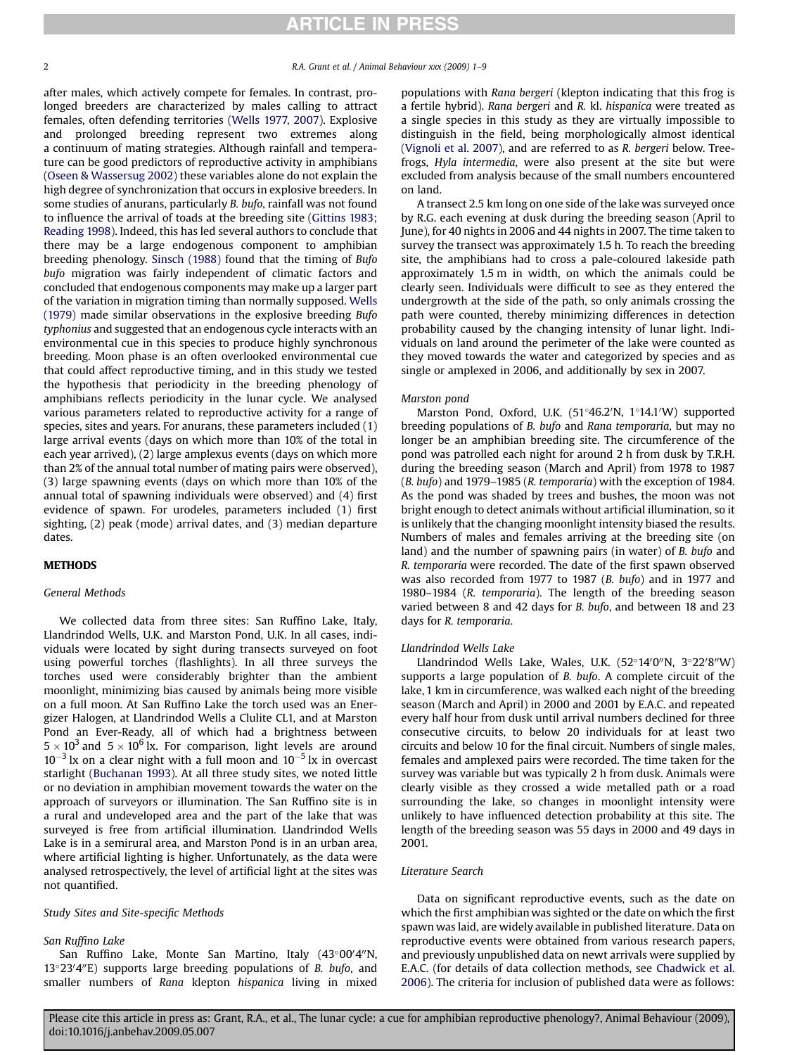after males, which actively compete for females. In contrast, prolonged breeders are characterized by males calling to attract females, often defending territories (Wells 1977, 2007). Explosive and prolonged breeding represent two extremes along a continuum of mating strategies. Although rainfall and temperature can be good predictors of reproductive activity in amphibians (Oseen & Wassersug 2002) these variables alone do not explain the high degree of synchronization that occurs in explosive breeders. In some studies of anurans, particularly *B. bufo*, rainfall was not found to influence the arrival of toads at the breeding site (Gittins 1983; Reading 1998). Indeed, this has led several authors to conclude that there may be a large endogenous component to amphibian breeding phenology. Sinsch (1988) found that the timing of *Bufo bufo* migration was fairly independent of climatic factors and concluded that endogenous components may make up a larger part of the variation in migration timing than normally supposed. Wells (1979) made similar observations in the explosive breeding *Bufo typhonius* and suggested that an endogenous cycle interacts with an environmental cue in this species to produce highly synchronous breeding. Moon phase is an often overlooked environmental cue that could affect reproductive timing, and in this study we tested the hypothesis that periodicity in the breeding phenology of amphibians reflects periodicity in the lunar cycle. We analysed various parameters related to reproductive activity for a range of species, sites and years. For anurans, these parameters included (1) large arrival events (days on which more than 10% of the total in each year arrived), (2) large amplexus events (days on which more than 2% of the annual total number of mating pairs were observed), (3) large spawning events (days on which more than 10% of the annual total of spawning individuals were observed) and (4) first evidence of spawn. For urodeles, parameters included (1) first sighting, (2) peak (mode) arrival dates, and (3) median departure dates.

## METHODS

### General Methods

We collected data from three sites: San Ruffino Lake, Italy, Llandrindod Wells, U.K. and Marston Pond, U.K. In all cases, individuals were located by sight during transects surveyed on foot using powerful torches (flashlights). In all three surveys the torches used were considerably brighter than the ambient moonlight, minimizing bias caused by animals being more visible on a full moon. At San Ruffino Lake the torch used was an Energizer Halogen, at Llandrindod Wells a Clulite CL1, and at Marston Pond an Ever-Ready, all of which had a brightness between $5 \times 10^3$ and $5 \times 10^6$ lx. For comparison, light levels are around $10^{-3}$ lx on a clear night with a full moon and $10^{-5}$ lx in overcast starlight (Buchanan 1993). At all three study sites, we noted little or no deviation in amphibian movement towards the water on the approach of surveyors or illumination. The San Ruffino site is in a rural and undeveloped area and the part of the lake that was surveyed is free from artificial illumination. Llandrindod Wells Lake is in a semirural area, and Marston Pond is in an urban area, where artificial lighting is higher. Unfortunately, as the data were analysed retrospectively, the level of artificial light at the sites was not quantified.

### Study Sites and Site-specific Methods

#### San Ruffino Lake

San Ruffino Lake, Monte San Martino, Italy (43°00′4″N, 13°23′4″E) supports large breeding populations of *B. bufo*, and smaller numbers of *Rana* klepton *hispanica* living in mixed populations with *Rana bergeri* (klepton indicating that this frog is a fertile hybrid). *Rana bergeri* and *R.* kl. *hispanica* were treated as a single species in this study as they are virtually impossible to distinguish in the field, being morphologically almost identical (Vignoli et al. 2007), and are referred to as *R. bergeri* below. Treefrogs, *Hyla intermedia*, were also present at the site but were excluded from analysis because of the small numbers encountered on land.

A transect 2.5 km long on one side of the lake was surveyed once by R.G. each evening at dusk during the breeding season (April to June), for 40 nights in 2006 and 44 nights in 2007. The time taken to survey the transect was approximately 1.5 h. To reach the breeding site, the amphibians had to cross a pale-coloured lakeside path approximately 1.5 m in width, on which the animals could be clearly seen. Individuals were difficult to see as they entered the undergrowth at the side of the path, so only animals crossing the path were counted, thereby minimizing differences in detection probability caused by the changing intensity of lunar light. Individuals on land around the perimeter of the lake were counted as they moved towards the water and categorized by species and as single or amplexed in 2006, and additionally by sex in 2007.

#### Marston pond

Marston Pond, Oxford, U.K. (51°46.2′N, 1°14.1′W) supported breeding populations of *B. bufo* and *Rana temporaria*, but may no longer be an amphibian breeding site. The circumference of the pond was patrolled each night for around 2 h from dusk by T.R.H. during the breeding season (March and April) from 1978 to 1987 (*B. bufo*) and 1979–1985 (*R. temporaria*) with the exception of 1984. As the pond was shaded by trees and bushes, the moon was not bright enough to detect animals without artificial illumination, so it is unlikely that the changing moonlight intensity biased the results. Numbers of males and females arriving at the breeding site (on land) and the number of spawning pairs (in water) of *B. bufo* and *R. temporaria* were recorded. The date of the first spawn observed was also recorded from 1977 to 1987 (*B. bufo*) and in 1977 and 1980–1984 (*R. temporaria*). The length of the breeding season varied between 8 and 42 days for *B. bufo*, and between 18 and 23 days for *R. temporaria*.

#### Llandrindod Wells Lake

Llandrindod Wells Lake, Wales, U.K. (52°14′0″N, 3°22′8″W) supports a large population of *B. bufo*. A complete circuit of the lake, 1 km in circumference, was walked each night of the breeding season (March and April) in 2000 and 2001 by E.A.C. and repeated every half hour from dusk until arrival numbers declined for three consecutive circuits, to below 20 individuals for at least two circuits and below 10 for the final circuit. Numbers of single males, females and amplexed pairs were recorded. The time taken for the survey was variable but was typically 2 h from dusk. Animals were clearly visible as they crossed a wide metalled path or a road surrounding the lake, so changes in moonlight intensity were unlikely to have influenced detection probability at this site. The length of the breeding season was 55 days in 2000 and 49 days in 2001.

### Literature Search

Data on significant reproductive events, such as the date on which the first amphibian was sighted or the date on which the first spawn was laid, are widely available in published literature. Data on reproductive events were obtained from various research papers, and previously unpublished data on newt arrivals were supplied by E.A.C. (for details of data collection methods, see Chadwick et al. 2006). The criteria for inclusion of published data were as follows: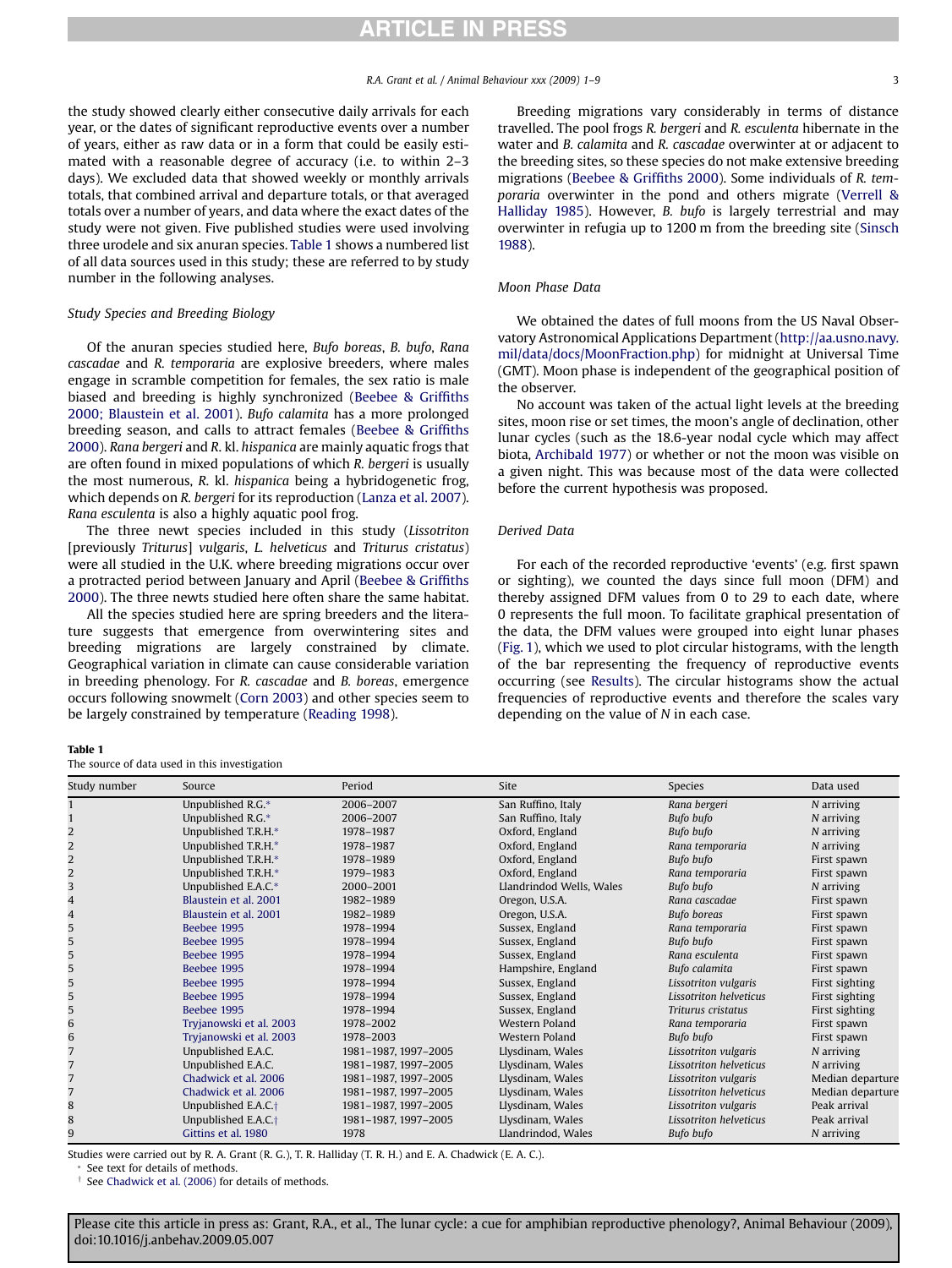the study showed clearly either consecutive daily arrivals for each year, or the dates of significant reproductive events over a number of years, either as raw data or in a form that could be easily estimated with a reasonable degree of accuracy (i.e. to within 2–3 days). We excluded data that showed weekly or monthly arrivals totals, that combined arrival and departure totals, or that averaged totals over a number of years, and data where the exact dates of the study were not given. Five published studies were used involving three urodele and six anuran species. Table 1 shows a numbered list of all data sources used in this study; these are referred to by study number in the following analyses.

### Study Species and Breeding Biology

Of the anuran species studied here, *Bufo boreas*, *B. bufo*, *Rana cascadae* and *R. temporaria* are explosive breeders, where males engage in scramble competition for females, the sex ratio is male biased and breeding is highly synchronized (Beebee & Griffiths 2000; Blaustein et al. 2001). *Bufo calamita* has a more prolonged breeding season, and calls to attract females (Beebee & Griffiths 2000). *Rana bergeri* and *R.* kl. *hispanica* are mainly aquatic frogs that are often found in mixed populations of which *R. bergeri* is usually the most numerous, *R.* kl. *hispanica* being a hybridogenetic frog, which depends on *R. bergeri* for its reproduction (Lanza et al. 2007). *Rana esculenta* is also a highly aquatic pool frog.

The three newt species included in this study (*Lissotriton* [previously *Triturus*] *vulgaris*, *L. helveticus* and *Triturus cristatus*) were all studied in the U.K. where breeding migrations occur over a protracted period between January and April (Beebee & Griffiths 2000). The three newts studied here often share the same habitat.

All the species studied here are spring breeders and the literature suggests that emergence from overwintering sites and breeding migrations are largely constrained by climate. Geographical variation in climate can cause considerable variation in breeding phenology. For *R. cascadae* and *B. boreas*, emergence occurs following snowmelt (Corn 2003) and other species seem to be largely constrained by temperature (Reading 1998).

Breeding migrations vary considerably in terms of distance travelled. The pool frogs *R. bergeri* and *R. esculenta* hibernate in the water and *B. calamita* and *R. cascadae* overwinter at or adjacent to the breeding sites, so these species do not make extensive breeding migrations (Beebee & Griffiths 2000). Some individuals of *R. temporaria* overwinter in the pond and others migrate (Verrell & Halliday 1985). However, *B. bufo* is largely terrestrial and may overwinter in refugia up to 1200 m from the breeding site (Sinsch 1988).

### Moon Phase Data

We obtained the dates of full moons from the US Naval Observatory Astronomical Applications Department (http://aa.usno.navy.mil/data/docs/MoonFraction.php) for midnight at Universal Time (GMT). Moon phase is independent of the geographical position of the observer.

No account was taken of the actual light levels at the breeding sites, moon rise or set times, the moon's angle of declination, other lunar cycles (such as the 18.6-year nodal cycle which may affect biota, Archibald 1977) or whether or not the moon was visible on a given night. This was because most of the data were collected before the current hypothesis was proposed.

### Derived Data

For each of the recorded reproductive 'events' (e.g. first spawn or sighting), we counted the days since full moon (DFM) and thereby assigned DFM values from 0 to 29 to each date, where 0 represents the full moon. To facilitate graphical presentation of the data, the DFM values were grouped into eight lunar phases (Fig. 1), which we used to plot circular histograms, with the length of the bar representing the frequency of reproductive events occurring (see Results). The circular histograms show the actual frequencies of reproductive events and therefore the scales vary depending on the value of *N* in each case.

**Table 1**
The source of data used in this investigation

| Study number | Source | Period | Site | Species | Data used |
|---|---|---|---|---|---|
| 1 | Unpublished R.G.* | 2006–2007 | San Ruffino, Italy | *Rana bergeri* | *N* arriving |
| 1 | Unpublished R.G.* | 2006–2007 | San Ruffino, Italy | *Bufo bufo* | *N* arriving |
| 2 | Unpublished T.R.H.* | 1978–1987 | Oxford, England | *Bufo bufo* | *N* arriving |
| 2 | Unpublished T.R.H.* | 1978–1987 | Oxford, England | *Rana temporaria* | *N* arriving |
| 2 | Unpublished T.R.H.* | 1978–1989 | Oxford, England | *Bufo bufo* | First spawn |
| 2 | Unpublished T.R.H.* | 1979–1983 | Oxford, England | *Rana temporaria* | First spawn |
| 3 | Unpublished E.A.C.* | 2000–2001 | Llandrindod Wells, Wales | *Bufo bufo* | *N* arriving |
| 4 | Blaustein et al. 2001 | 1982–1989 | Oregon, U.S.A. | *Rana cascadae* | First spawn |
| 4 | Blaustein et al. 2001 | 1982–1989 | Oregon, U.S.A. | *Bufo boreas* | First spawn |
| 5 | Beebee 1995 | 1978–1994 | Sussex, England | *Rana temporaria* | First spawn |
| 5 | Beebee 1995 | 1978–1994 | Sussex, England | *Bufo bufo* | First spawn |
| 5 | Beebee 1995 | 1978–1994 | Sussex, England | *Rana esculenta* | First spawn |
| 5 | Beebee 1995 | 1978–1994 | Hampshire, England | *Bufo calamita* | First spawn |
| 5 | Beebee 1995 | 1978–1994 | Sussex, England | *Lissotriton vulgaris* | First sighting |
| 5 | Beebee 1995 | 1978–1994 | Sussex, England | *Lissotriton helveticus* | First sighting |
| 5 | Beebee 1995 | 1978–1994 | Sussex, England | *Triturus cristatus* | First sighting |
| 6 | Tryjanowski et al. 2003 | 1978–2002 | Western Poland | *Rana temporaria* | First spawn |
| 6 | Tryjanowski et al. 2003 | 1978–2003 | Western Poland | *Bufo bufo* | First spawn |
| 7 | Unpublished E.A.C. | 1981–1987, 1997–2005 | Llysdinam, Wales | *Lissotriton vulgaris* | *N* arriving |
| 7 | Unpublished E.A.C. | 1981–1987, 1997–2005 | Llysdinam, Wales | *Lissotriton helveticus* | *N* arriving |
| 7 | Chadwick et al. 2006 | 1981–1987, 1997–2005 | Llysdinam, Wales | *Lissotriton vulgaris* | Median departure |
| 7 | Chadwick et al. 2006 | 1981–1987, 1997–2005 | Llysdinam, Wales | *Lissotriton helveticus* | Median departure |
| 8 | Unpublished E.A.C.† | 1981–1987, 1997–2005 | Llysdinam, Wales | *Lissotriton vulgaris* | Peak arrival |
| 8 | Unpublished E.A.C.† | 1981–1987, 1997–2005 | Llysdinam, Wales | *Lissotriton helveticus* | Peak arrival |
| 9 | Gittins et al. 1980 | 1978 | Llandrindod, Wales | *Bufo bufo* | *N* arriving |

Studies were carried out by R. A. Grant (R. G.), T. R. Halliday (T. R. H.) and E. A. Chadwick (E. A. C.).

\* See text for details of methods.

† See Chadwick et al. (2006) for details of methods.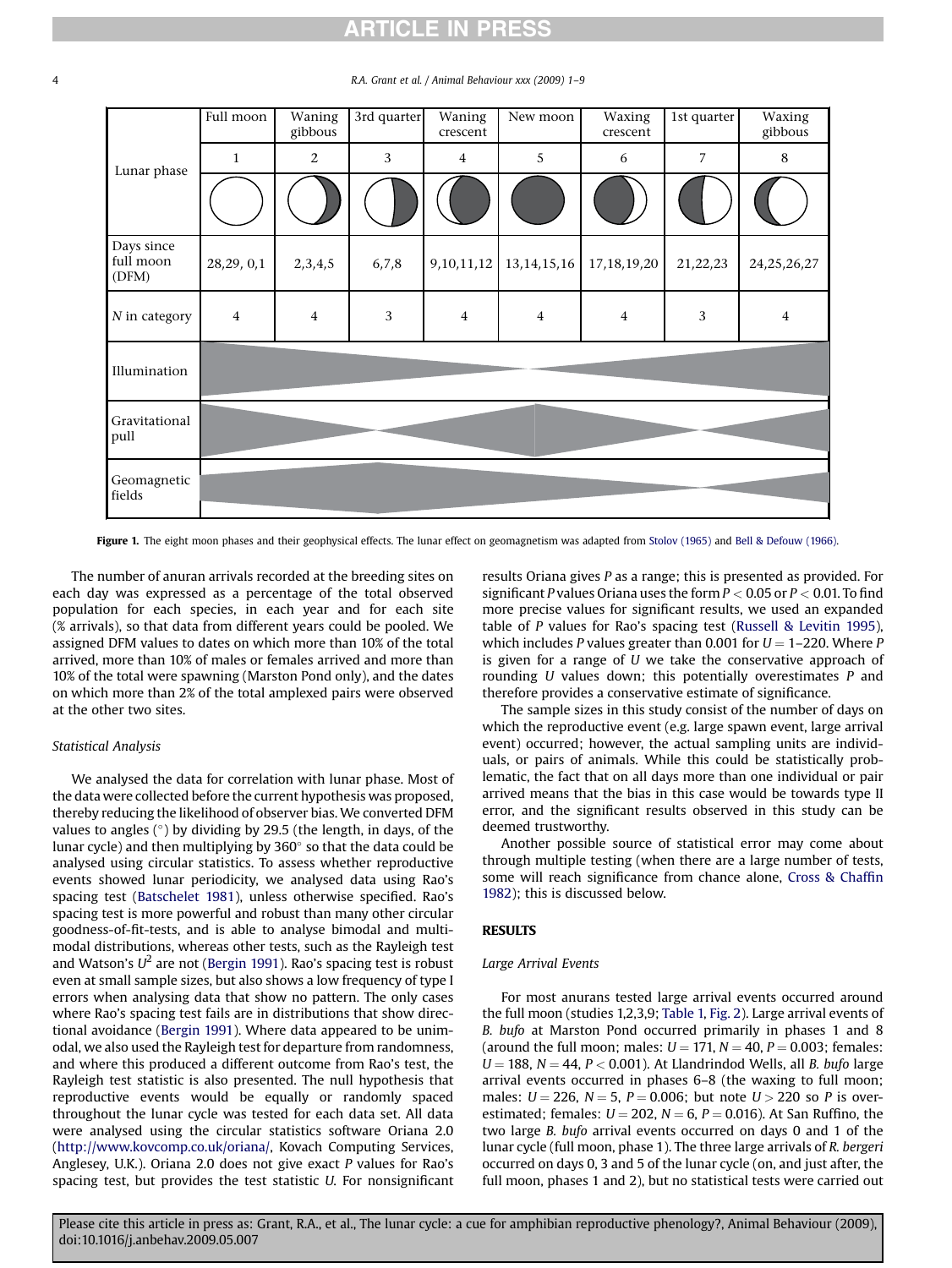| Lunar phase | Full moon | Waning gibbous | 3rd quarter | Waning crescent | New moon | Waxing crescent | 1st quarter | Waxing gibbous |
|---|---|---|---|---|---|---|---|---|
| | 1 | 2 | 3 | 4 | 5 | 6 | 7 | 8 |
| Days since full moon (DFM) | 28,29, 0,1 | 2,3,4,5 | 6,7,8 | 9,10,11,12 | 13,14,15,16 | 17,18,19,20 | 21,22,23 | 24,25,26,27 |
| N in category | 4 | 4 | 3 | 4 | 4 | 4 | 3 | 4 |
| Illumination | | | | | | | | |
| Gravitational pull | | | | | | | | |
| Geomagnetic fields | | | | | | | | |

**Figure 1.** The eight moon phases and their geophysical effects. The lunar effect on geomagnetism was adapted from Stolov (1965) and Bell & Defouw (1966).

The number of anuran arrivals recorded at the breeding sites on each day was expressed as a percentage of the total observed population for each species, in each year and for each site (% arrivals), so that data from different years could be pooled. We assigned DFM values to dates on which more than 10% of the total arrived, more than 10% of males or females arrived and more than 10% of the total were spawning (Marston Pond only), and the dates on which more than 2% of the total amplexed pairs were observed at the other two sites.

### Statistical Analysis

We analysed the data for correlation with lunar phase. Most of the data were collected before the current hypothesis was proposed, thereby reducing the likelihood of observer bias. We converted DFM values to angles (°) by dividing by 29.5 (the length, in days, of the lunar cycle) and then multiplying by 360° so that the data could be analysed using circular statistics. To assess whether reproductive events showed lunar periodicity, we analysed data using Rao's spacing test (Batschelet 1981), unless otherwise specified. Rao's spacing test is more powerful and robust than many other circular goodness-of-fit-tests, and is able to analyse bimodal and multimodal distributions, whereas other tests, such as the Rayleigh test and Watson's $U^2$ are not (Bergin 1991). Rao's spacing test is robust even at small sample sizes, but also shows a low frequency of type I errors when analysing data that show no pattern. The only cases where Rao's spacing test fails are in distributions that show directional avoidance (Bergin 1991). Where data appeared to be unimodal, we also used the Rayleigh test for departure from randomness, and where this produced a different outcome from Rao's test, the Rayleigh test statistic is also presented. The null hypothesis that reproductive events would be equally or randomly spaced throughout the lunar cycle was tested for each data set. All data were analysed using the circular statistics software Oriana 2.0 (http://www.kovcomp.co.uk/oriana/, Kovach Computing Services, Anglesey, U.K.). Oriana 2.0 does not give exact $P$ values for Rao's spacing test, but provides the test statistic $U$. For nonsignificant results Oriana gives $P$ as a range; this is presented as provided. For significant $P$ values Oriana uses the form $P < 0.05$ or $P < 0.01$. To find more precise values for significant results, we used an expanded table of $P$ values for Rao's spacing test (Russell & Levitin 1995), which includes $P$ values greater than 0.001 for $U = 1$–220. Where $P$ is given for a range of $U$ we take the conservative approach of rounding $U$ values down; this potentially overestimates $P$ and therefore provides a conservative estimate of significance.

The sample sizes in this study consist of the number of days on which the reproductive event (e.g. large spawn event, large arrival event) occurred; however, the actual sampling units are individuals, or pairs of animals. While this could be statistically problematic, the fact that on all days more than one individual or pair arrived means that the bias in this case would be towards type II error, and the significant results observed in this study can be deemed trustworthy.

Another possible source of statistical error may come about through multiple testing (when there are a large number of tests, some will reach significance from chance alone, Cross & Chaffin 1982); this is discussed below.

## RESULTS

### Large Arrival Events

For most anurans tested large arrival events occurred around the full moon (studies 1,2,3,9; Table 1, Fig. 2). Large arrival events of *B. bufo* at Marston Pond occurred primarily in phases 1 and 8 (around the full moon; males: $U = 171$, $N = 40$, $P = 0.003$; females: $U = 188$, $N = 44$, $P < 0.001$). At Llandrindod Wells, all *B. bufo* large arrival events occurred in phases 6–8 (the waxing to full moon; males: $U = 226$, $N = 5$, $P = 0.006$; but note $U > 220$ so $P$ is overestimated; females: $U = 202$, $N = 6$, $P = 0.016$). At San Ruffino, the two large *B. bufo* arrival events occurred on days 0 and 1 of the lunar cycle (full moon, phase 1). The three large arrivals of *R. bergeri* occurred on days 0, 3 and 5 of the lunar cycle (on, and just after, the full moon, phases 1 and 2), but no statistical tests were carried out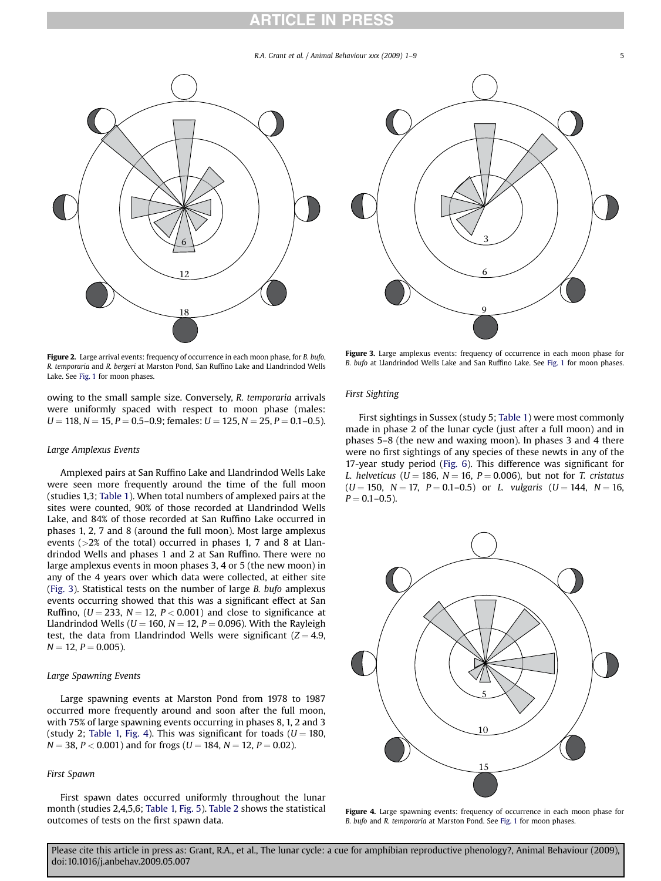Figure 2. Large arrival events: frequency of occurrence in each moon phase, for *B. bufo*, *R. temporaria* and *R. bergeri* at Marston Pond, San Ruffino Lake and Llandrindod Wells Lake. See Fig. 1 for moon phases.

Figure 3. Large amplexus events: frequency of occurrence in each moon phase for *B. bufo* at Llandrindod Wells Lake and San Ruffino Lake. See Fig. 1 for moon phases.

owing to the small sample size. Conversely, *R. temporaria* arrivals were uniformly spaced with respect to moon phase (males: $U = 118$, $N = 15$, $P = 0.5–0.9$; females: $U = 125$, $N = 25$, $P = 0.1–0.5$).

### Large Amplexus Events

Amplexed pairs at San Ruffino Lake and Llandrindod Wells Lake were seen more frequently around the time of the full moon (studies 1,3; Table 1). When total numbers of amplexed pairs at the sites were counted, 90% of those recorded at Llandrindod Wells Lake, and 84% of those recorded at San Ruffino Lake occurred in phases 1, 2, 7 and 8 (around the full moon). Most large amplexus events (>2% of the total) occurred in phases 1, 7 and 8 at Llandrindod Wells and phases 1 and 2 at San Ruffino. There were no large amplexus events in moon phases 3, 4 or 5 (the new moon) in any of the 4 years over which data were collected, at either site (Fig. 3). Statistical tests on the number of large *B. bufo* amplexus events occurring showed that this was a significant effect at San Ruffino, ($U = 233$, $N = 12$, $P < 0.001$) and close to significance at Llandrindod Wells ($U = 160$, $N = 12$, $P = 0.096$). With the Rayleigh test, the data from Llandrindod Wells were significant ($Z = 4.9$, $N = 12$, $P = 0.005$).

### Large Spawning Events

Large spawning events at Marston Pond from 1978 to 1987 occurred more frequently around and soon after the full moon, with 75% of large spawning events occurring in phases 8, 1, 2 and 3 (study 2; Table 1, Fig. 4). This was significant for toads ($U = 180$, $N = 38$, $P < 0.001$) and for frogs ($U = 184$, $N = 12$, $P = 0.02$).

### First Spawn

First spawn dates occurred uniformly throughout the lunar month (studies 2,4,5,6; Table 1, Fig. 5). Table 2 shows the statistical outcomes of tests on the first spawn data.

### First Sighting

First sightings in Sussex (study 5; Table 1) were most commonly made in phase 2 of the lunar cycle (just after a full moon) and in phases 5–8 (the new and waxing moon). In phases 3 and 4 there were no first sightings of any species of these newts in any of the 17-year study period (Fig. 6). This difference was significant for *L. helveticus* ($U = 186$, $N = 16$, $P = 0.006$), but not for *T. cristatus* ($U = 150$, $N = 17$, $P = 0.1–0.5$) or *L. vulgaris* ($U = 144$, $N = 16$, $P = 0.1–0.5$).

Figure 4. Large spawning events: frequency of occurrence in each moon phase for *B. bufo* and *R. temporaria* at Marston Pond. See Fig. 1 for moon phases.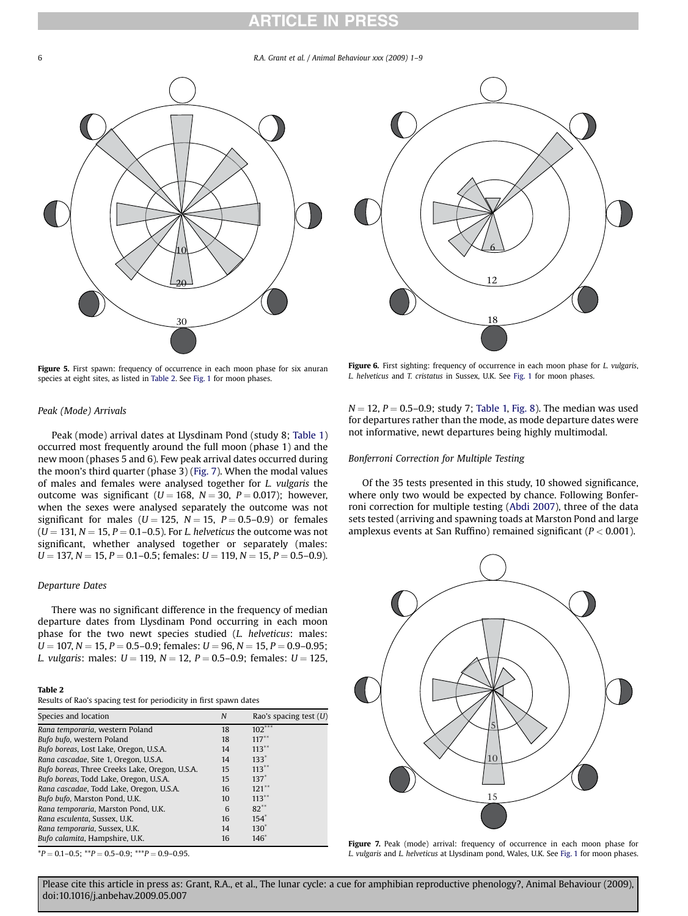Figure 5. First spawn: frequency of occurrence in each moon phase for six anuran species at eight sites, as listed in Table 2. See Fig. 1 for moon phases.

Figure 6. First sighting: frequency of occurrence in each moon phase for *L. vulgaris*, *L. helveticus* and *T. cristatus* in Sussex, U.K. See Fig. 1 for moon phases.

### Peak (Mode) Arrivals

Peak (mode) arrival dates at Llysdinam Pond (study 8; Table 1) occurred most frequently around the full moon (phase 1) and the new moon (phases 5 and 6). Few peak arrival dates occurred during the moon's third quarter (phase 3) (Fig. 7). When the modal values of males and females were analysed together for *L. vulgaris* the outcome was significant ($U = 168$, $N = 30$, $P = 0.017$); however, when the sexes were analysed separately the outcome was not significant for males ($U = 125$, $N = 15$, $P = 0.5$–$0.9$) or females ($U = 131$, $N = 15$, $P = 0.1$–$0.5$). For *L. helveticus* the outcome was not significant, whether analysed together or separately (males: $U = 137$, $N = 15$, $P = 0.1$–$0.5$; females: $U = 119$, $N = 15$, $P = 0.5$–$0.9$).

### Departure Dates

There was no significant difference in the frequency of median departure dates from Llysdinam Pond occurring in each moon phase for the two newt species studied (*L. helveticus*: males: $U = 107$, $N = 15$, $P = 0.5$–$0.9$; females: $U = 96$, $N = 15$, $P = 0.9$–$0.95$; *L. vulgaris*: males: $U = 119$, $N = 12$, $P = 0.5$–$0.9$; females: $U = 125$, $N = 12$, $P = 0.5$–$0.9$; study 7; Table 1, Fig. 8). The median was used for departures rather than the mode, as mode departure dates were not informative, newt departures being highly multimodal.

### Bonferroni Correction for Multiple Testing

Of the 35 tests presented in this study, 10 showed significance, where only two would be expected by chance. Following Bonferroni correction for multiple testing (Abdi 2007), three of the data sets tested (arriving and spawning toads at Marston Pond and large amplexus events at San Ruffino) remained significant ($P < 0.001$).

**Table 2**
Results of Rao's spacing test for periodicity in first spawn dates

| Species and location | $N$ | Rao's spacing test ($U$) |
|---|---|---|
| *Rana temporaria*, western Poland | 18 | 102*** |
| *Bufo bufo*, western Poland | 18 | 117** |
| *Bufo boreas*, Lost Lake, Oregon, U.S.A. | 14 | 113** |
| *Rana cascadae*, Site 1, Oregon, U.S.A. | 14 | 133* |
| *Bufo boreas*, Three Creeks Lake, Oregon, U.S.A. | 15 | 113** |
| *Bufo boreas*, Todd Lake, Oregon, U.S.A. | 15 | 137* |
| *Rana cascadae*, Todd Lake, Oregon, U.S.A. | 16 | 121** |
| *Bufo bufo*, Marston Pond, U.K. | 10 | 113** |
| *Rana temporaria*, Marston Pond, U.K. | 6 | 82** |
| *Rana esculenta*, Sussex, U.K. | 16 | 154* |
| *Rana temporaria*, Sussex, U.K. | 14 | 130* |
| *Bufo calamita*, Hampshire, U.K. | 16 | 146* |

*$P = 0.1$–$0.5$; **$P = 0.5$–$0.9$; ***$P = 0.9$–$0.95$.

Figure 7. Peak (mode) arrival: frequency of occurrence in each moon phase for *L. vulgaris* and *L. helveticus* at Llysdinam pond, Wales, U.K. See Fig. 1 for moon phases.

Please cite this article in press as: Grant, R.A., et al., The lunar cycle: a cue for amphibian reproductive phenology?, Animal Behaviour (2009), doi:10.1016/j.anbehav.2009.05.007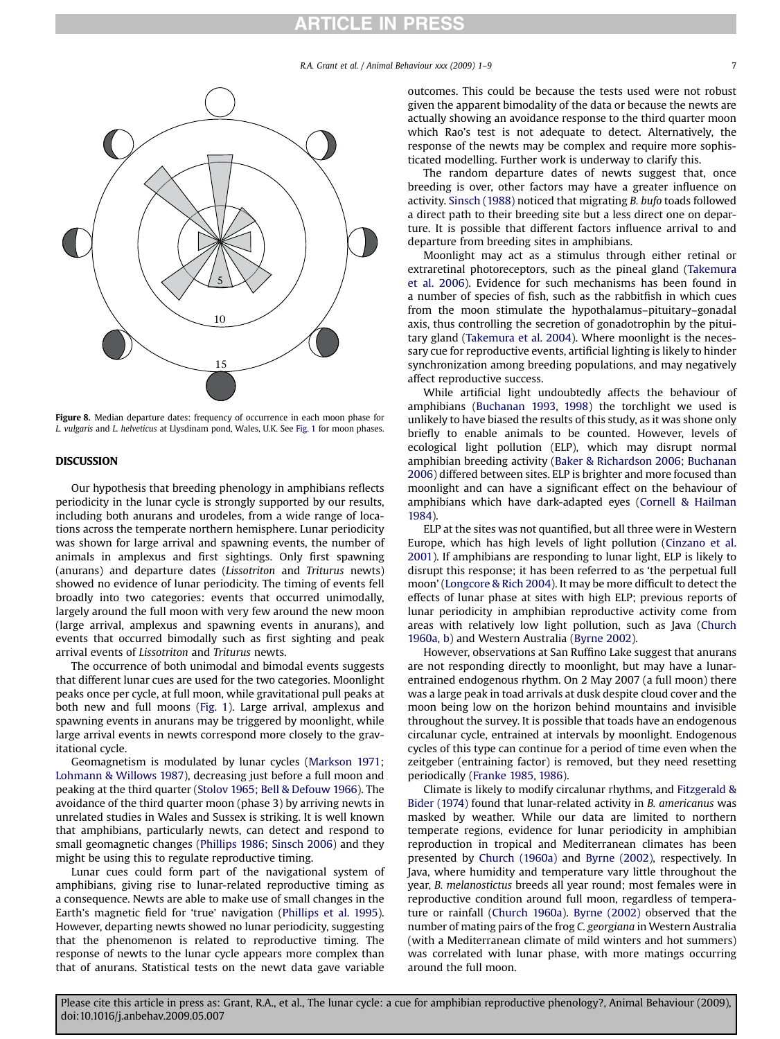**Figure 8.** Median departure dates: frequency of occurrence in each moon phase for *L. vulgaris* and *L. helveticus* at Llysdinam pond, Wales, U.K. See Fig. 1 for moon phases.

## DISCUSSION

Our hypothesis that breeding phenology in amphibians reflects periodicity in the lunar cycle is strongly supported by our results, including both anurans and urodeles, from a wide range of locations across the temperate northern hemisphere. Lunar periodicity was shown for large arrival and spawning events, the number of animals in amplexus and first sightings. Only first spawning (anurans) and departure dates (*Lissotriton* and *Triturus* newts) showed no evidence of lunar periodicity. The timing of events fell broadly into two categories: events that occurred unimodally, largely around the full moon with very few around the new moon (large arrival, amplexus and spawning events in anurans), and events that occurred bimodally such as first sighting and peak arrival events of *Lissotriton* and *Triturus* newts.

The occurrence of both unimodal and bimodal events suggests that different lunar cues are used for the two categories. Moonlight peaks once per cycle, at full moon, while gravitational pull peaks at both new and full moons (Fig. 1). Large arrival, amplexus and spawning events in anurans may be triggered by moonlight, while large arrival events in newts correspond more closely to the gravitational cycle.

Geomagnetism is modulated by lunar cycles (Markson 1971; Lohmann & Willows 1987), decreasing just before a full moon and peaking at the third quarter (Stolov 1965; Bell & Defouw 1966). The avoidance of the third quarter moon (phase 3) by arriving newts in unrelated studies in Wales and Sussex is striking. It is well known that amphibians, particularly newts, can detect and respond to small geomagnetic changes (Phillips 1986; Sinsch 2006) and they might be using this to regulate reproductive timing.

Lunar cues could form part of the navigational system of amphibians, giving rise to lunar-related reproductive timing as a consequence. Newts are able to make use of small changes in the Earth's magnetic field for 'true' navigation (Phillips et al. 1995). However, departing newts showed no lunar periodicity, suggesting that the phenomenon is related to reproductive timing. The response of newts to the lunar cycle appears more complex than that of anurans. Statistical tests on the newt data gave variable outcomes. This could be because the tests used were not robust given the apparent bimodality of the data or because the newts are actually showing an avoidance response to the third quarter moon which Rao's test is not adequate to detect. Alternatively, the response of the newts may be complex and require more sophisticated modelling. Further work is underway to clarify this.

The random departure dates of newts suggest that, once breeding is over, other factors may have a greater influence on activity. Sinsch (1988) noticed that migrating *B. bufo* toads followed a direct path to their breeding site but a less direct one on departure. It is possible that different factors influence arrival to and departure from breeding sites in amphibians.

Moonlight may act as a stimulus through either retinal or extraretinal photoreceptors, such as the pineal gland (Takemura et al. 2006). Evidence for such mechanisms has been found in a number of species of fish, such as the rabbitfish in which cues from the moon stimulate the hypothalamus–pituitary–gonadal axis, thus controlling the secretion of gonadotrophin by the pituitary gland (Takemura et al. 2004). Where moonlight is the necessary cue for reproductive events, artificial lighting is likely to hinder synchronization among breeding populations, and may negatively affect reproductive success.

While artificial light undoubtedly affects the behaviour of amphibians (Buchanan 1993, 1998) the torchlight we used is unlikely to have biased the results of this study, as it was shone only briefly to enable animals to be counted. However, levels of ecological light pollution (ELP), which may disrupt normal amphibian breeding activity (Baker & Richardson 2006; Buchanan 2006) differed between sites. ELP is brighter and more focused than moonlight and can have a significant effect on the behaviour of amphibians which have dark-adapted eyes (Cornell & Hailman 1984).

ELP at the sites was not quantified, but all three were in Western Europe, which has high levels of light pollution (Cinzano et al. 2001). If amphibians are responding to lunar light, ELP is likely to disrupt this response; it has been referred to as 'the perpetual full moon' (Longcore & Rich 2004). It may be more difficult to detect the effects of lunar phase at sites with high ELP; previous reports of lunar periodicity in amphibian reproductive activity come from areas with relatively low light pollution, such as Java (Church 1960a, b) and Western Australia (Byrne 2002).

However, observations at San Ruffino Lake suggest that anurans are not responding directly to moonlight, but may have a lunar-entrained endogenous rhythm. On 2 May 2007 (a full moon) there was a large peak in toad arrivals at dusk despite cloud cover and the moon being low on the horizon behind mountains and invisible throughout the survey. It is possible that toads have an endogenous circalunar cycle, entrained at intervals by moonlight. Endogenous cycles of this type can continue for a period of time even when the zeitgeber (entraining factor) is removed, but they need resetting periodically (Franke 1985, 1986).

Climate is likely to modify circalunar rhythms, and Fitzgerald & Bider (1974) found that lunar-related activity in *B. americanus* was masked by weather. While our data are limited to northern temperate regions, evidence for lunar periodicity in amphibian reproduction in tropical and Mediterranean climates has been presented by Church (1960a) and Byrne (2002), respectively. In Java, where humidity and temperature vary little throughout the year, *B. melanostictus* breeds all year round; most females were in reproductive condition around full moon, regardless of temperature or rainfall (Church 1960a). Byrne (2002) observed that the number of mating pairs of the frog *C. georgiana* in Western Australia (with a Mediterranean climate of mild winters and hot summers) was correlated with lunar phase, with more matings occurring around the full moon.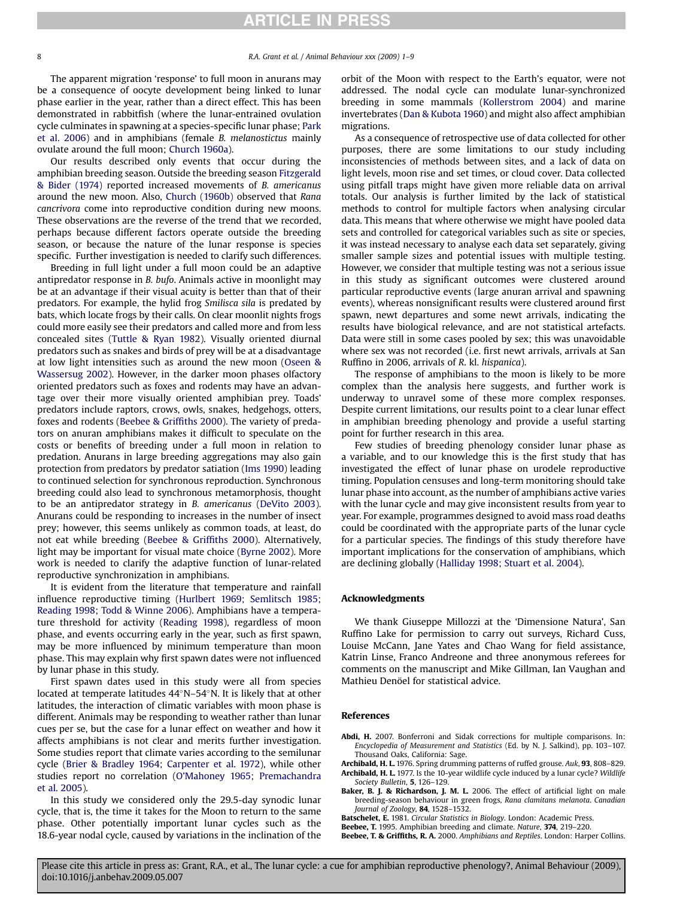The apparent migration 'response' to full moon in anurans may be a consequence of oocyte development being linked to lunar phase earlier in the year, rather than a direct effect. This has been demonstrated in rabbitfish (where the lunar-entrained ovulation cycle culminates in spawning at a species-specific lunar phase; Park et al. 2006) and in amphibians (female *B. melanostictus* mainly ovulate around the full moon; Church 1960a).

Our results described only events that occur during the amphibian breeding season. Outside the breeding season Fitzgerald & Bider (1974) reported increased movements of *B. americanus* around the new moon. Also, Church (1960b) observed that *Rana cancrivora* come into reproductive condition during new moons. These observations are the reverse of the trend that we recorded, perhaps because different factors operate outside the breeding season, or because the nature of the lunar response is species specific. Further investigation is needed to clarify such differences.

Breeding in full light under a full moon could be an adaptive antipredator response in *B. bufo*. Animals active in moonlight may be at an advantage if their visual acuity is better than that of their predators. For example, the hylid frog *Smilisca sila* is predated by bats, which locate frogs by their calls. On clear moonlit nights frogs could more easily see their predators and called more and from less concealed sites (Tuttle & Ryan 1982). Visually oriented diurnal predators such as snakes and birds of prey will be at a disadvantage at low light intensities such as around the new moon (Oseen & Wassersug 2002). However, in the darker moon phases olfactory oriented predators such as foxes and rodents may have an advantage over their more visually oriented amphibian prey. Toads' predators include raptors, crows, owls, snakes, hedgehogs, otters, foxes and rodents (Beebee & Griffiths 2000). The variety of predators on anuran amphibians makes it difficult to speculate on the costs or benefits of breeding under a full moon in relation to predation. Anurans in large breeding aggregations may also gain protection from predators by predator satiation (Ims 1990) leading to continued selection for synchronous reproduction. Synchronous breeding could also lead to synchronous metamorphosis, thought to be an antipredator strategy in *B. americanus* (DeVito 2003). Anurans could be responding to increases in the number of insect prey; however, this seems unlikely as common toads, at least, do not eat while breeding (Beebee & Griffiths 2000). Alternatively, light may be important for visual mate choice (Byrne 2002). More work is needed to clarify the adaptive function of lunar-related reproductive synchronization in amphibians.

It is evident from the literature that temperature and rainfall influence reproductive timing (Hurlbert 1969; Semlitsch 1985; Reading 1998; Todd & Winne 2006). Amphibians have a temperature threshold for activity (Reading 1998), regardless of moon phase, and events occurring early in the year, such as first spawn, may be more influenced by minimum temperature than moon phase. This may explain why first spawn dates were not influenced by lunar phase in this study.

First spawn dates used in this study were all from species located at temperate latitudes 44°N–54°N. It is likely that at other latitudes, the interaction of climatic variables with moon phase is different. Animals may be responding to weather rather than lunar cues per se, but the case for a lunar effect on weather and how it affects amphibians is not clear and merits further investigation. Some studies report that climate varies according to the semilunar cycle (Brier & Bradley 1964; Carpenter et al. 1972), while other studies report no correlation (O'Mahoney 1965; Premachandra et al. 2005).

In this study we considered only the 29.5-day synodic lunar cycle, that is, the time it takes for the Moon to return to the same phase. Other potentially important lunar cycles such as the 18.6-year nodal cycle, caused by variations in the inclination of the orbit of the Moon with respect to the Earth's equator, were not addressed. The nodal cycle can modulate lunar-synchronized breeding in some mammals (Kollerstrom 2004) and marine invertebrates (Dan & Kubota 1960) and might also affect amphibian migrations.

As a consequence of retrospective use of data collected for other purposes, there are some limitations to our study including inconsistencies of methods between sites, and a lack of data on light levels, moon rise and set times, or cloud cover. Data collected using pitfall traps might have given more reliable data on arrival totals. Our analysis is further limited by the lack of statistical methods to control for multiple factors when analysing circular data. This means that where otherwise we might have pooled data sets and controlled for categorical variables such as site or species, it was instead necessary to analyse each data set separately, giving smaller sample sizes and potential issues with multiple testing. However, we consider that multiple testing was not a serious issue in this study as significant outcomes were clustered around particular reproductive events (large anuran arrival and spawning events), whereas nonsignificant results were clustered around first spawn, newt departures and some newt arrivals, indicating the results have biological relevance, and are not statistical artefacts. Data were still in some cases pooled by sex; this was unavoidable where sex was not recorded (i.e. first newt arrivals, arrivals at San Ruffino in 2006, arrivals of *R.* kl. *hispanica*).

The response of amphibians to the moon is likely to be more complex than the analysis here suggests, and further work is underway to unravel some of these more complex responses. Despite current limitations, our results point to a clear lunar effect in amphibian breeding phenology and provide a useful starting point for further research in this area.

Few studies of breeding phenology consider lunar phase as a variable, and to our knowledge this is the first study that has investigated the effect of lunar phase on urodele reproductive timing. Population censuses and long-term monitoring should take lunar phase into account, as the number of amphibians active varies with the lunar cycle and may give inconsistent results from year to year. For example, programmes designed to avoid mass road deaths could be coordinated with the appropriate parts of the lunar cycle for a particular species. The findings of this study therefore have important implications for the conservation of amphibians, which are declining globally (Halliday 1998; Stuart et al. 2004).

## Acknowledgments

We thank Giuseppe Millozzi at the 'Dimensione Natura', San Ruffino Lake for permission to carry out surveys, Richard Cuss, Louise McCann, Jane Yates and Chao Wang for field assistance, Katrin Linse, Franco Andreone and three anonymous referees for comments on the manuscript and Mike Gillman, Ian Vaughan and Mathieu Denöel for statistical advice.

## References

**Abdi, H.** 2007. Bonferroni and Sidak corrections for multiple comparisons. In: *Encyclopedia of Measurement and Statistics* (Ed. by N. J. Salkind), pp. 103–107. Thousand Oaks, California: Sage.

**Archibald, H. L.** 1976. Spring drumming patterns of ruffed grouse. *Auk*, **93**, 808–829.

**Archibald, H. L.** 1977. Is the 10-year wildlife cycle induced by a lunar cycle? *Wildlife Society Bulletin*, **5**, 126–129.

**Baker, B. J. & Richardson, J. M. L.** 2006. The effect of artificial light on male breeding-season behaviour in green frogs, *Rana clamitans melanota*. *Canadian Journal of Zoology*, **84**, 1528–1532.

**Batschelet, E.** 1981. *Circular Statistics in Biology*. London: Academic Press.

**Beebee, T.** 1995. Amphibian breeding and climate. *Nature*, **374**, 219–220.

**Beebee, T. & Griffiths, R. A.** 2000. *Amphibians and Reptiles*. London: Harper Collins.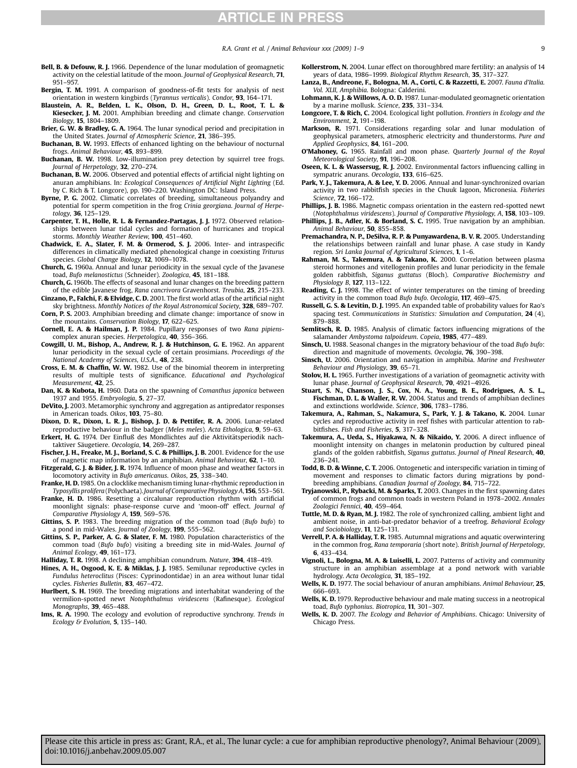**Bell, B. & Defouw, R. J.** 1966. Dependence of the lunar modulation of geomagnetic activity on the celestial latitude of the moon. *Journal of Geophysical Research*, **71**, 951–957.

**Bergin, T. M.** 1991. A comparison of goodness-of-fit tests for analysis of nest orientation in western kingbirds (*Tyrannus verticalis*). *Condor*, **93**, 164–171.

**Blaustein, A. R., Belden, L. K., Olson, D. H., Green, D. L., Root, T. L. & Kiesecker, J. M.** 2001. Amphibian breeding and climate change. *Conservation Biology*, **15**, 1804–1809.

**Brier, G. W. & Bradley, G. A.** 1964. The lunar synodical period and precipitation in the United States. *Journal of Atmospheric Science*, **21**, 386–395.

**Buchanan, B. W.** 1993. Effects of enhanced lighting on the behaviour of nocturnal frogs. *Animal Behaviour*, **45**, 893–899.

**Buchanan, B. W.** 1998. Low-illumination prey detection by squirrel tree frogs. *Journal of Herpetology*, **32**, 270–274.

**Buchanan, B. W.** 2006. Observed and potential effects of artificial night lighting on anuran amphibians. In: *Ecological Consequences of Artificial Night Lighting* (Ed. by C. Rich & T. Longcore), pp. 190–220. Washington DC: Island Press.

**Byrne, P. G.** 2002. Climatic correlates of breeding, simultaneous polyandry and potential for sperm competition in the frog *Crinia georgiana*. *Journal of Herpetology*, **36**, 125–129.

**Carpenter, T. H., Holle, R. L. & Fernandez-Partagas, J. J.** 1972. Observed relationships between lunar tidal cycles and formation of hurricanes and tropical storms. *Monthly Weather Review*, **100**, 451–460.

**Chadwick, E. A., Slater, F. M. & Ormerod, S. J.** 2006. Inter- and intraspecific differences in climatically mediated phenological change in coexisting *Triturus* species. *Global Change Biology*, **12**, 1069–1078.

**Church, G.** 1960a. Annual and lunar periodicity in the sexual cycle of the Javanese toad, *Bufo melanostictus* (Schneider). *Zoologica*, **45**, 181–188.

**Church, G.** 1960b. The effects of seasonal and lunar changes on the breeding pattern of the edible Javanese frog, *Rana cancrivora* Gravenhorst. *Treubia*, **25**, 215–233.

**Cinzano, P., Falchi, F. & Elvidge, C. D.** 2001. The first world atlas of the artificial night sky brightness. *Monthly Notices of the Royal Astronomical Society*, **328**, 689–707.

**Corn, P. S.** 2003. Amphibian breeding and climate change: importance of snow in the mountains. *Conservation Biology*, **17**, 622–625.

**Cornell, E. A. & Hailman, J. P.** 1984. Pupillary responses of two *Rana pipiens*-complex anuran species. *Herpetologica*, **40**, 356–366.

**Cowgill, U. M., Bishop, A., Andrew, R. J. & Hutchinson, G. E.** 1962. An apparent lunar periodicity in the sexual cycle of certain prosimians. *Proceedings of the National Academy of Sciences, U.S.A.*, **48**, 238.

**Cross, E. M. & Chaffin, W. W.** 1982. Use of the binomial theorem in interpreting results of multiple tests of significance. *Educational and Psychological Measurement*, **42**, 25.

**Dan, K. & Kubota, H.** 1960. Data on the spawning of *Comanthus japonica* between 1937 and 1955. *Embryologia*, **5**, 27–37.

**DeVito, J.** 2003. Metamorphic synchrony and aggregation as antipredator responses in American toads. *Oikos*, **103**, 75–80.

**Dixon, D. R., Dixon, L. R. J., Bishop, J. D. & Pettifer, R. A.** 2006. Lunar-related reproductive behaviour in the badger (*Meles meles*). *Acta Ethologica*, **9**, 59–63.

**Erkert, H. G.** 1974. Der Einfluß des Mondlichtes auf die Aktivitätsperiodik nachtaktiver Säugetiere. *Oecologia*, **14**, 269–287.

**Fischer, J. H., Freake, M. J., Borland, S. C. & Phillips, J. B.** 2001. Evidence for the use of magnetic map information by an amphibian. *Animal Behaviour*, **62**, 1–10.

**Fitzgerald, G. J. & Bider, J. R.** 1974. Influence of moon phase and weather factors in locomotory activity in *Bufo americanus*. *Oikos*, **25**, 338–340.

**Franke, H. D.** 1985. On a clocklike mechanism timing lunar-rhythmic reproduction in *Typosyllis prolifera* (Polychaeta). *Journal of Comparative Physiology A*, **156**, 553–561.

**Franke, H. D.** 1986. Resetting a circalunar reproduction rhythm with artificial moonlight signals: phase-response curve and 'moon-off' effect. *Journal of Comparative Physiology A*, **159**, 569–576.

**Gittins, S. P.** 1983. The breeding migration of the common toad (*Bufo bufo*) to a pond in mid-Wales. *Journal of Zoology*, **199**, 555–562.

**Gittins, S. P., Parker, A. G. & Slater, F. M.** 1980. Population characteristics of the common toad (*Bufo bufo*) visiting a breeding site in mid-Wales. *Journal of Animal Ecology*, **49**, 161–173.

**Halliday, T. R.** 1998. A declining amphibian conundrum. *Nature*, **394**, 418–419.

**Hines, A. H., Osgood, K. E. & Miklas, J. J.** 1985. Semilunar reproductive cycles in *Fundulus heteroclitus* (Pisces: Cyprinodontidae) in an area without lunar tidal cycles. *Fisheries Bulletin*, **83**, 467–472.

**Hurlbert, S. H.** 1969. The breeding migrations and interhabitat wandering of the vermilion-spotted newt *Notophthalmus viridescens* (Rafinesque). *Ecological Monographs*, **39**, 465–488.

**Ims, R. A.** 1990. The ecology and evolution of reproductive synchrony. *Trends in Ecology & Evolution*, **5**, 135–140.

**Kollerstrom, N.** 2004. Lunar effect on thoroughbred mare fertility: an analysis of 14 years of data, 1986–1999. *Biological Rhythm Research*, **35**, 317–327.

**Lanza, B., Andreone, F., Bologna, M. A., Corti, C. & Razzetti, E.** 2007. *Fauna d'Italia. Vol. XLII, Amphibia*. Bologna: Calderini.

**Lohmann, K. J. & Willows, A. O. D.** 1987. Lunar-modulated geomagnetic orientation by a marine mollusk. *Science*, **235**, 331–334.

**Longcore, T. & Rich, C.** 2004. Ecological light pollution. *Frontiers in Ecology and the Environment*, **2**, 191–198.

**Markson, R.** 1971. Considerations regarding solar and lunar modulation of geophysical parameters, atmospheric electricity and thunderstorms. *Pure and Applied Geophysics*, **84**, 161–200.

**O'Mahoney, G.** 1965. Rainfall and moon phase. *Quarterly Journal of the Royal Meteorological Society*, **91**, 196–208.

**Oseen, K. L. & Wassersug, R. J.** 2002. Environmental factors influencing calling in sympatric anurans. *Oecologia*, **133**, 616–625.

**Park, Y. J., Takemura, A. & Lee, Y. D.** 2006. Annual and lunar-synchronized ovarian activity in two rabbitfish species in the Chuuk lagoon, Micronesia. *Fisheries Science*, **72**, 166–172.

**Phillips, J. B.** 1986. Magnetic compass orientation in the eastern red-spotted newt (*Notophthalmus viridescens*). *Journal of Comparative Physiology, A*, **158**, 103–109.

**Phillips, J. B., Adler, K. & Borland, S. C.** 1995. True navigation by an amphibian. *Animal Behaviour*, **50**, 855–858.

**Premachandra, N. P., DeSilva, R. P. & Punyawardena, B. V. R.** 2005. Understanding the relationships between rainfall and lunar phase. A case study in Kandy region. *Sri Lanka Journal of Agricultural Sciences*, **1**, 1–6.

**Rahman, M. S., Takemura, A. & Takano, K.** 2000. Correlation between plasma steroid hormones and vitellogenin profiles and lunar periodicity in the female golden rabbitfish, *Siganus guttatus* (Bloch). *Comparative Biochemistry and Physiology B*, **127**, 113–122.

**Reading, C. J.** 1998. The effect of winter temperatures on the timing of breeding activity in the common toad *Bufo bufo*. *Oecologia*, **117**, 469–475.

**Russell, G. S. & Levitin, D. J.** 1995. An expanded table of probability values for Rao's spacing test. *Communications in Statistics: Simulation and Computation*, **24** (4), 879–888.

**Semlitsch, R. D.** 1985. Analysis of climatic factors influencing migrations of the salamander *Ambystoma talpoideum*. *Copeia*, **1985**, 477–489.

**Sinsch, U.** 1988. Seasonal changes in the migratory behaviour of the toad *Bufo bufo*: direction and magnitude of movements. *Oecologia*, **76**, 390–398.

**Sinsch, U.** 2006. Orientation and navigation in amphibia. *Marine and Freshwater Behaviour and Physiology*, **39**, 65–71.

**Stolov, H. L.** 1965. Further investigations of a variation of geomagnetic activity with lunar phase. *Journal of Geophysical Research*, **70**, 4921–4926.

**Stuart, S. N., Chanson, J. S., Cox, N. A., Young, B. E., Rodrigues, A. S. L., Fischman, D. L. & Waller, R. W.** 2004. Status and trends of amphibian declines and extinctions worldwide. *Science*, **306**, 1783–1786.

**Takemura, A., Rahman, S., Nakamura, S., Park, Y. J. & Takano, K.** 2004. Lunar cycles and reproductive activity in reef fishes with particular attention to rabbitfishes. *Fish and Fisheries*, **5**, 317–328.

**Takemura, A., Ueda, S., Hiyakawa, N. & Nikaido, Y.** 2006. A direct influence of moonlight intensity on changes in melatonin production by cultured pineal glands of the golden rabbitfish, *Siganus guttatus*. *Journal of Pineal Research*, **40**, 236–241.

**Todd, B. D. & Winne, C. T.** 2006. Ontogenetic and interspecific variation in timing of movement and responses to climatic factors during migrations by pond-breeding amphibians. *Canadian Journal of Zoology*, **84**, 715–722.

**Tryjanowski, P., Rybacki, M. & Sparks, T.** 2003. Changes in the first spawning dates of common frogs and common toads in western Poland in 1978–2002. *Annales Zoologici Fennici*, **40**, 459–464.

**Tuttle, M. D. & Ryan, M. J.** 1982. The role of synchronized calling, ambient light and ambient noise, in anti-bat-predator behavior of a treefrog. *Behavioral Ecology and Sociobiology*, **11**, 125–131.

**Verrell, P. A. & Halliday, T. R.** 1985. Autumnal migrations and aquatic overwintering in the common frog, *Rana temporaria* (short note). *British Journal of Herpetology*, **6**, 433–434.

**Vignoli, L., Bologna, M. A. & Luiselli, L.** 2007. Patterns of activity and community structure in an amphibian assemblage at a pond network with variable hydrology. *Acta Oecologica*, **31**, 185–192.

**Wells, K. D.** 1977. The social behaviour of anuran amphibians. *Animal Behaviour*, **25**, 666–693.

**Wells, K. D.** 1979. Reproductive behaviour and male mating success in a neotropical toad, *Bufo typhonius*. *Biotropica*, **11**, 301–307.

**Wells, K. D.** 2007. *The Ecology and Behavior of Amphibians*. Chicago: University of Chicago Press.